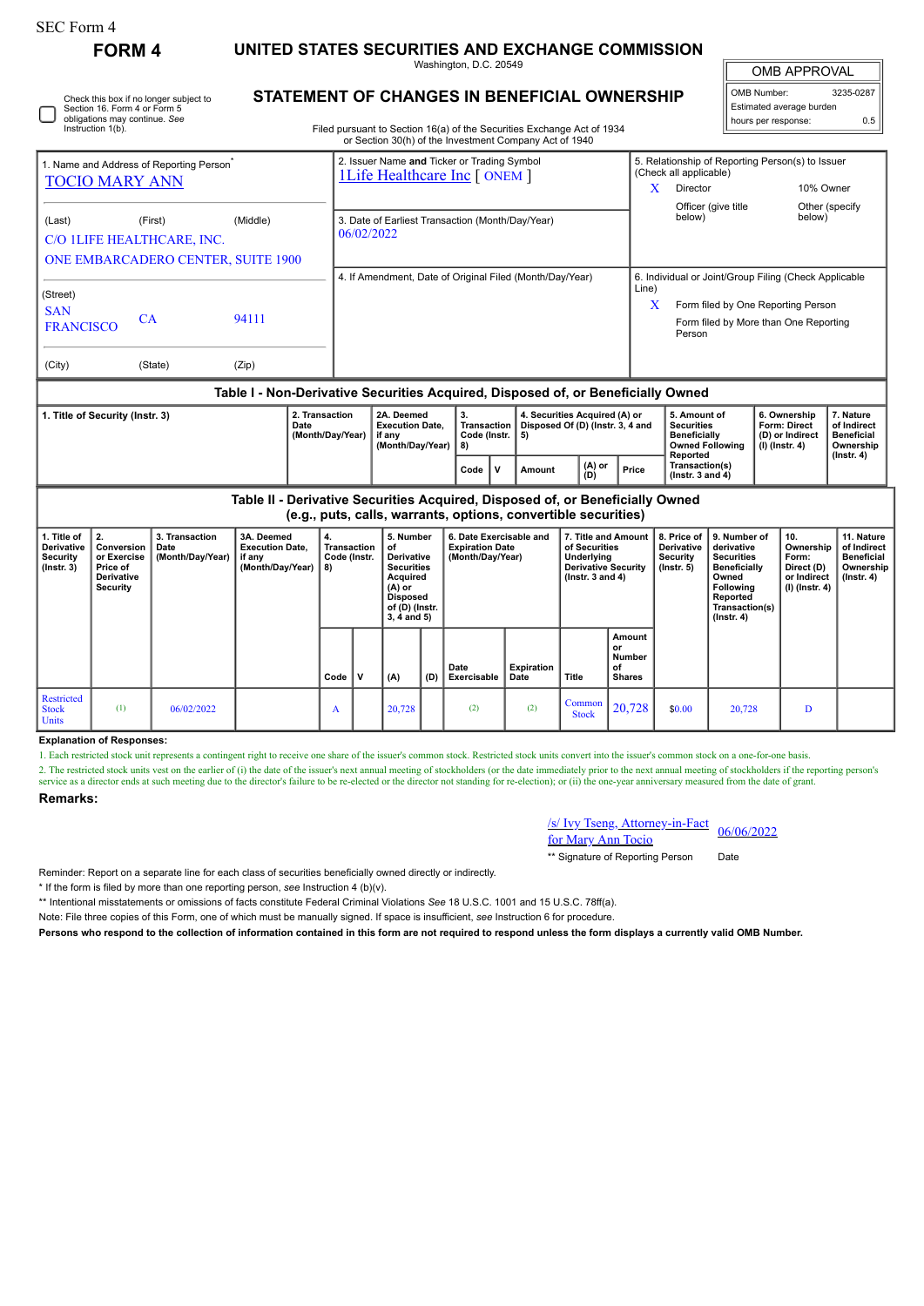SEC Form 4

# FORM 4

# UNITED STATES SECURITIES AND EXCHANGE COMMISSION

Washington, D.C. 20549

## STATEMENT OF CHANGES IN BENEFICIAL OWNERSHIP

Filed pursuant to Section 16(a) of the Securities Exchange Act of 1934 or Section 30(h) of the Investment Company Act of 1940

| OMB APPROVAL | |
|---|---|
| OMB Number: | 3235-0287 |
| Estimated average burden | |
| hours per response: | 0.5 |

☐ Check this box if no longer subject to Section 16. Form 4 or Form 5 obligations may continue. *See* Instruction 1(b).

**1. Name and Address of Reporting Person***

TOCIO MARY ANN

(Last) (First) (Middle)

C/O 1LIFE HEALTHCARE, INC.
ONE EMBARCADERO CENTER, SUITE 1900

(Street)

SAN FRANCISCO CA 94111

(City) (State) (Zip)

**2. Issuer Name and Ticker or Trading Symbol**

1Life Healthcare Inc [ ONEM ]

**3. Date of Earliest Transaction (Month/Day/Year)**

06/02/2022

**4. If Amendment, Date of Original Filed (Month/Day/Year)**

**5. Relationship of Reporting Person(s) to Issuer (Check all applicable)**

X Director
10% Owner
Officer (give title below)
Other (specify below)

**6. Individual or Joint/Group Filing (Check Applicable Line)**

X Form filed by One Reporting Person
Form filed by More than One Reporting Person

### Table I - Non-Derivative Securities Acquired, Disposed of, or Beneficially Owned

| 1. Title of Security (Instr. 3) | 2. Transaction Date (Month/Day/Year) | 2A. Deemed Execution Date, if any (Month/Day/Year) | 3. Transaction Code (Instr. 8) | | 4. Securities Acquired (A) or Disposed Of (D) (Instr. 3, 4 and 5) | | | 5. Amount of Securities Beneficially Owned Following Reported Transaction(s) (Instr. 3 and 4) | 6. Ownership Form: Direct (D) or Indirect (I) (Instr. 4) | 7. Nature of Indirect Beneficial Ownership (Instr. 4) |
|---|---|---|---|---|---|---|---|---|---|---|
| | | | Code | V | Amount | (A) or (D) | Price | | | |

### Table II - Derivative Securities Acquired, Disposed of, or Beneficially Owned (e.g., puts, calls, warrants, options, convertible securities)

| 1. Title of Derivative Security (Instr. 3) | 2. Conversion or Exercise Price of Derivative Security | 3. Transaction Date (Month/Day/Year) | 3A. Deemed Execution Date, if any (Month/Day/Year) | 4. Transaction Code (Instr. 8) | | 5. Number of Derivative Securities Acquired (A) or Disposed of (D) (Instr. 3, 4 and 5) | | 6. Date Exercisable and Expiration Date (Month/Day/Year) | | 7. Title and Amount of Securities Underlying Derivative Security (Instr. 3 and 4) | | 8. Price of Derivative Security (Instr. 5) | 9. Number of derivative Securities Beneficially Owned Following Reported Transaction(s) (Instr. 4) | 10. Ownership Form: Direct (D) or Indirect (I) (Instr. 4) | 11. Nature of Indirect Beneficial Ownership (Instr. 4) |
|---|---|---|---|---|---|---|---|---|---|---|---|---|---|---|---|
| | | | | Code | V | (A) | (D) | Date Exercisable | Expiration Date | Title | Amount or Number of Shares | | | | |
| Restricted Stock Units | (1) | 06/02/2022 | | A | | 20,728 | | (2) | (2) | Common Stock | 20,728 | $0.00 | 20,728 | D | |

**Explanation of Responses:**

1. Each restricted stock unit represents a contingent right to receive one share of the issuer's common stock. Restricted stock units convert into the issuer's common stock on a one-for-one basis.

2. The restricted stock units vest on the earlier of (i) the date of the issuer's next annual meeting of stockholders (or the date immediately prior to the next annual meeting of stockholders if the reporting person's service as a director ends at such meeting due to the director's failure to be re-elected or the director not standing for re-election); or (ii) the one-year anniversary measured from the date of grant.

**Remarks:**

/s/ Ivy Tseng, Attorney-in-Fact for Mary Ann Tocio — 06/06/2022

** Signature of Reporting Person — Date

Reminder: Report on a separate line for each class of securities beneficially owned directly or indirectly.

* If the form is filed by more than one reporting person, *see* Instruction 4 (b)(v).

** Intentional misstatements or omissions of facts constitute Federal Criminal Violations *See* 18 U.S.C. 1001 and 15 U.S.C. 78ff(a).

Note: File three copies of this Form, one of which must be manually signed. If space is insufficient, *see* Instruction 6 for procedure.

**Persons who respond to the collection of information contained in this form are not required to respond unless the form displays a currently valid OMB Number.**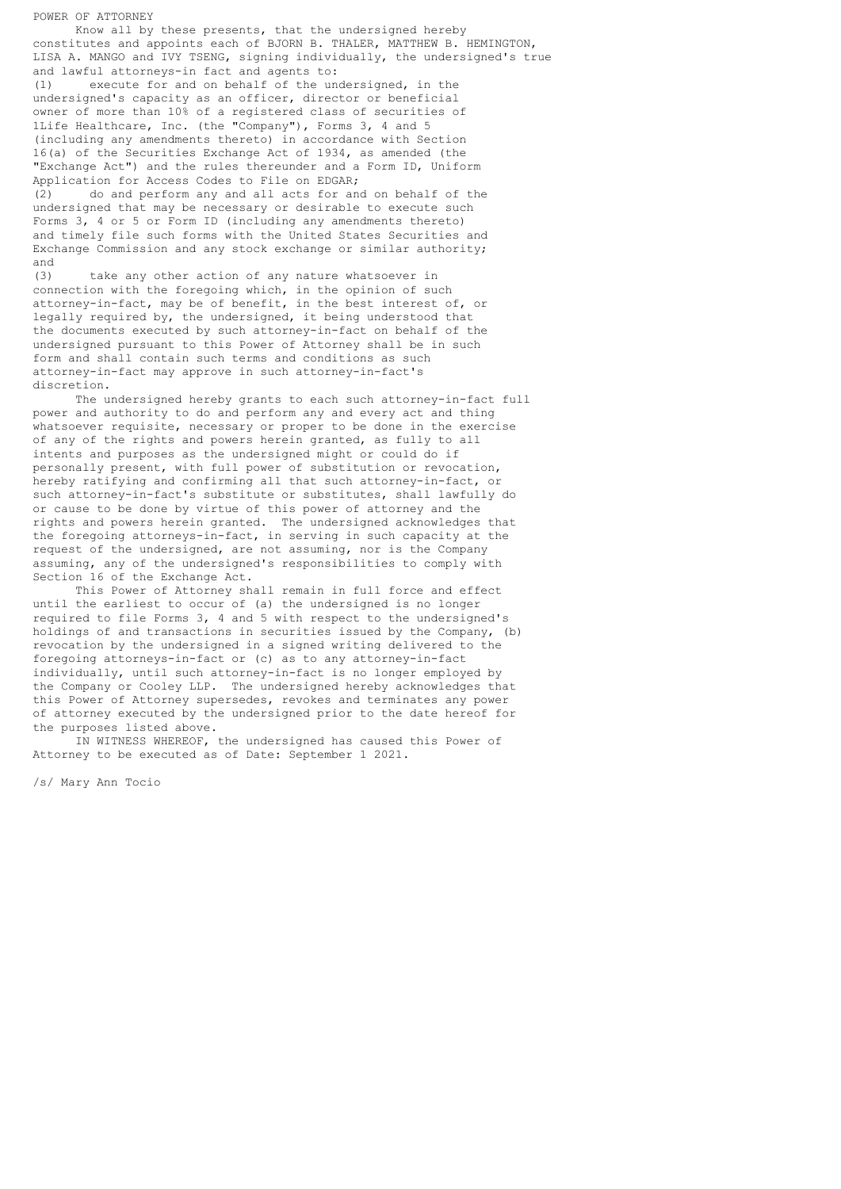# POWER OF ATTORNEY

Know all by these presents, that the undersigned hereby constitutes and appoints each of BJORN B. THALER, MATTHEW B. HEMINGTON, LISA A. MANGO and IVY TSENG, signing individually, the undersigned's true and lawful attorneys-in fact and agents to:

(1) execute for and on behalf of the undersigned, in the undersigned's capacity as an officer, director or beneficial owner of more than 10% of a registered class of securities of 1Life Healthcare, Inc. (the "Company"), Forms 3, 4 and 5 (including any amendments thereto) in accordance with Section 16(a) of the Securities Exchange Act of 1934, as amended (the "Exchange Act") and the rules thereunder and a Form ID, Uniform Application for Access Codes to File on EDGAR;

(2) do and perform any and all acts for and on behalf of the undersigned that may be necessary or desirable to execute such Forms 3, 4 or 5 or Form ID (including any amendments thereto) and timely file such forms with the United States Securities and Exchange Commission and any stock exchange or similar authority; and

(3) take any other action of any nature whatsoever in connection with the foregoing which, in the opinion of such attorney-in-fact, may be of benefit, in the best interest of, or legally required by, the undersigned, it being understood that the documents executed by such attorney-in-fact on behalf of the undersigned pursuant to this Power of Attorney shall be in such form and shall contain such terms and conditions as such attorney-in-fact may approve in such attorney-in-fact's discretion.

The undersigned hereby grants to each such attorney-in-fact full power and authority to do and perform any and every act and thing whatsoever requisite, necessary or proper to be done in the exercise of any of the rights and powers herein granted, as fully to all intents and purposes as the undersigned might or could do if personally present, with full power of substitution or revocation, hereby ratifying and confirming all that such attorney-in-fact, or such attorney-in-fact's substitute or substitutes, shall lawfully do or cause to be done by virtue of this power of attorney and the rights and powers herein granted. The undersigned acknowledges that the foregoing attorneys-in-fact, in serving in such capacity at the request of the undersigned, are not assuming, nor is the Company assuming, any of the undersigned's responsibilities to comply with Section 16 of the Exchange Act.

This Power of Attorney shall remain in full force and effect until the earliest to occur of (a) the undersigned is no longer required to file Forms 3, 4 and 5 with respect to the undersigned's holdings of and transactions in securities issued by the Company, (b) revocation by the undersigned in a signed writing delivered to the foregoing attorneys-in-fact or (c) as to any attorney-in-fact individually, until such attorney-in-fact is no longer employed by the Company or Cooley LLP. The undersigned hereby acknowledges that this Power of Attorney supersedes, revokes and terminates any power of attorney executed by the undersigned prior to the date hereof for the purposes listed above.

IN WITNESS WHEREOF, the undersigned has caused this Power of Attorney to be executed as of Date: September 1 2021.

/s/ Mary Ann Tocio